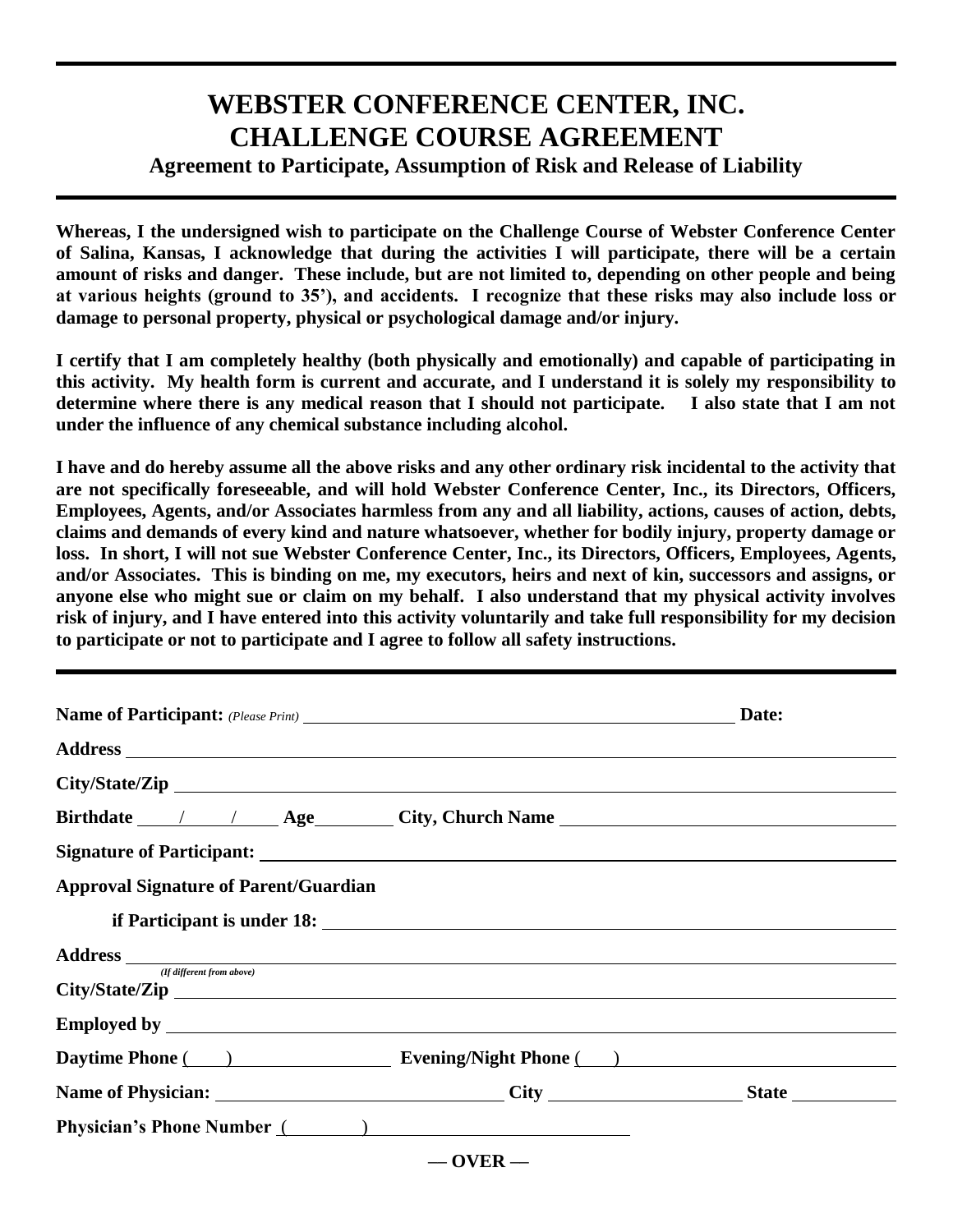# WEBSTER CONFERENCE CENTER, INC.
# CHALLENGE COURSE AGREEMENT

### Agreement to Participate, Assumption of Risk and Release of Liability

**Whereas, I the undersigned wish to participate on the Challenge Course of Webster Conference Center of Salina, Kansas, I acknowledge that during the activities I will participate, there will be a certain amount of risks and danger. These include, but are not limited to, depending on other people and being at various heights (ground to 35'), and accidents. I recognize that these risks may also include loss or damage to personal property, physical or psychological damage and/or injury.**

**I certify that I am completely healthy (both physically and emotionally) and capable of participating in this activity. My health form is current and accurate, and I understand it is solely my responsibility to determine where there is any medical reason that I should not participate. I also state that I am not under the influence of any chemical substance including alcohol.**

**I have and do hereby assume all the above risks and any other ordinary risk incidental to the activity that are not specifically foreseeable, and will hold Webster Conference Center, Inc., its Directors, Officers, Employees, Agents, and/or Associates harmless from any and all liability, actions, causes of action, debts, claims and demands of every kind and nature whatsoever, whether for bodily injury, property damage or loss. In short, I will not sue Webster Conference Center, Inc., its Directors, Officers, Employees, Agents, and/or Associates. This is binding on me, my executors, heirs and next of kin, successors and assigns, or anyone else who might sue or claim on my behalf. I also understand that my physical activity involves risk of injury, and I have entered into this activity voluntarily and take full responsibility for my decision to participate or not to participate and I agree to follow all safety instructions.**

---

**Name of Participant:** *(Please Print)* ______________________________ **Date:** __________

**Address** ______________________________________________

**City/State/Zip** ______________________________________________

**Birthdate** ____/____/____ **Age** ________ **City, Church Name** ______________________________

**Signature of Participant:** ______________________________________________

**Approval Signature of Parent/Guardian**

**if Participant is under 18:** ______________________________________________

**Address** ______________________________________________
*(If different from above)*

**City/State/Zip** ______________________________________________

**Employed by** ______________________________________________

**Daytime Phone** (____) ________________ **Evening/Night Phone** (____) ________________

**Name of Physician:** ________________________ **City** ________________ **State** __________

**Physician's Phone Number** (________) ________________________

**— OVER —**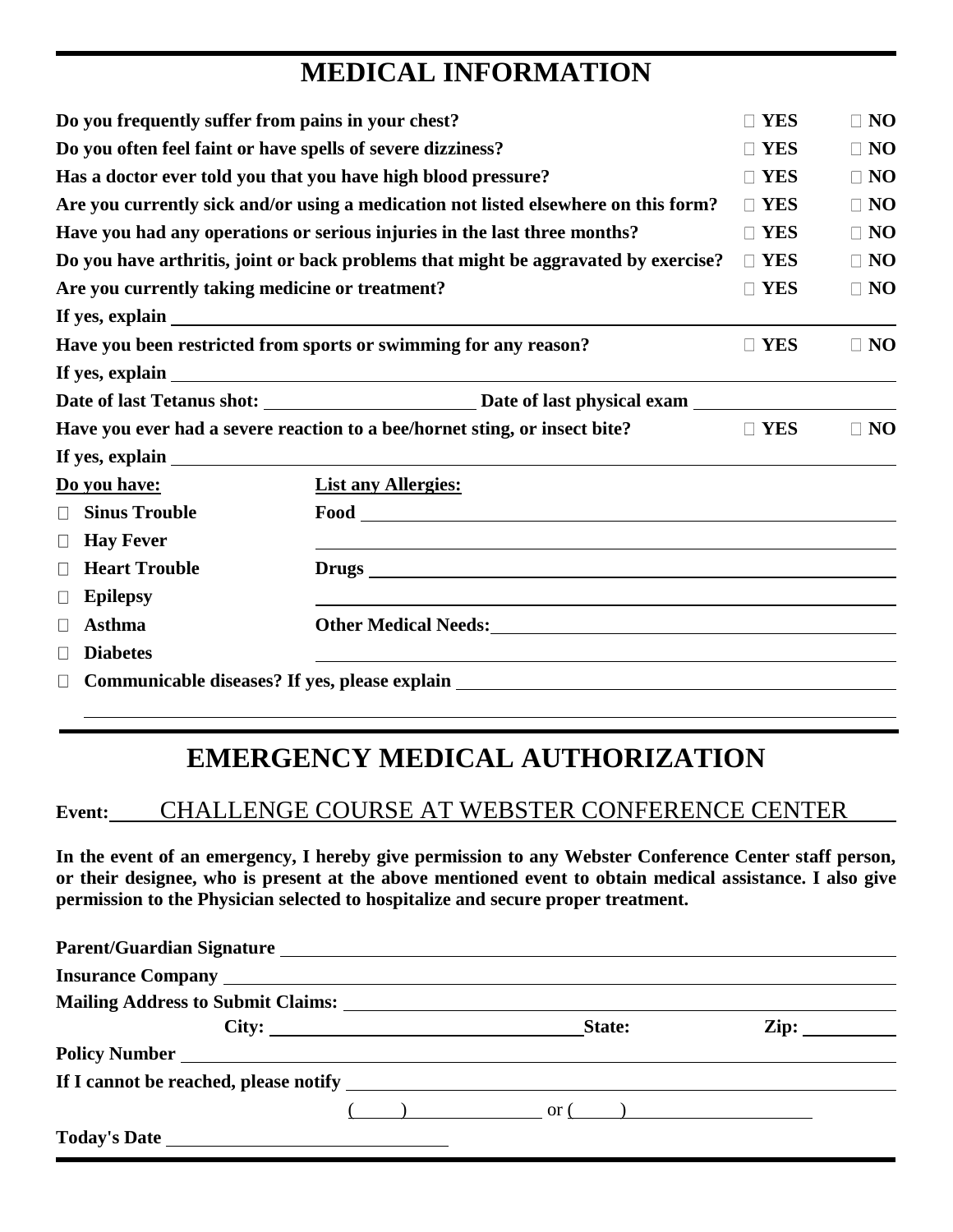# MEDICAL INFORMATION

**Do you frequently suffer from pains in your chest?** ☐ **YES** ☐ **NO**

**Do you often feel faint or have spells of severe dizziness?** ☐ **YES** ☐ **NO**

**Has a doctor ever told you that you have high blood pressure?** ☐ **YES** ☐ **NO**

**Are you currently sick and/or using a medication not listed elsewhere on this form?** ☐ **YES** ☐ **NO**

**Have you had any operations or serious injuries in the last three months?** ☐ **YES** ☐ **NO**

**Do you have arthritis, joint or back problems that might be aggravated by exercise?** ☐ **YES** ☐ **NO**

**Are you currently taking medicine or treatment?** ☐ **YES** ☐ **NO**

**If yes, explain** ______________________________

**Have you been restricted from sports or swimming for any reason?** ☐ **YES** ☐ **NO**

**If yes, explain** ______________________________

**Date of last Tetanus shot:** ______________ **Date of last physical exam** ______________

**Have you ever had a severe reaction to a bee/hornet sting, or insect bite?** ☐ **YES** ☐ **NO**

**If yes, explain** ______________________________

| **Do you have:** | **List any Allergies:** |
|---|---|
| ☐ **Sinus Trouble** | **Food** ______________________________ |
| ☐ **Hay Fever** | ______________________________ |
| ☐ **Heart Trouble** | **Drugs** ______________________________ |
| ☐ **Epilepsy** | ______________________________ |
| ☐ **Asthma** | **Other Medical Needs:** ______________________________ |
| ☐ **Diabetes** | ______________________________ |

☐ **Communicable diseases? If yes, please explain** ______________________________

______________________________

# EMERGENCY MEDICAL AUTHORIZATION

**Event:** CHALLENGE COURSE AT WEBSTER CONFERENCE CENTER

**In the event of an emergency, I hereby give permission to any Webster Conference Center staff person, or their designee, who is present at the above mentioned event to obtain medical assistance. I also give permission to the Physician selected to hospitalize and secure proper treatment.**

**Parent/Guardian Signature** ______________________________

**Insurance Company** ______________________________

**Mailing Address to Submit Claims:** ______________________________

**City:** ______________________________ **State:** ______ **Zip:** __________

**Policy Number** ______________________________

**If I cannot be reached, please notify** ______________________________

( ) ______________ or ( ) ______________

**Today's Date** ______________________________